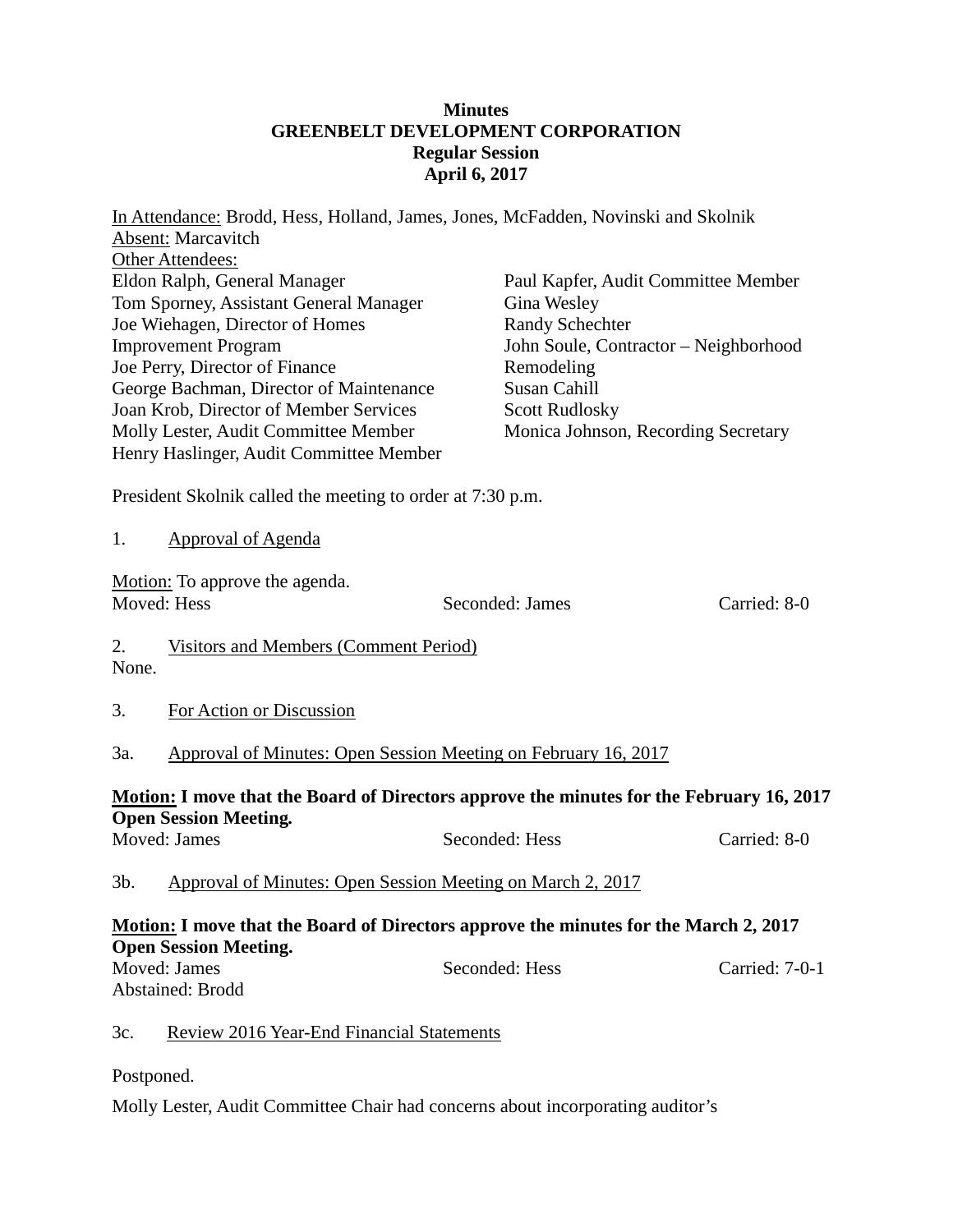**Minutes**
**GREENBELT DEVELOPMENT CORPORATION**
**Regular Session**
**April 6, 2017**

In Attendance: Brodd, Hess, Holland, James, Jones, McFadden, Novinski and Skolnik
Absent: Marcavitch
Other Attendees:
Eldon Ralph, General Manager
Tom Sporney, Assistant General Manager
Joe Wiehagen, Director of Homes Improvement Program
Joe Perry, Director of Finance
George Bachman, Director of Maintenance
Joan Krob, Director of Member Services
Molly Lester, Audit Committee Member
Henry Haslinger, Audit Committee Member
Paul Kapfer, Audit Committee Member
Gina Wesley
Randy Schechter
John Soule, Contractor – Neighborhood Remodeling
Susan Cahill
Scott Rudlosky
Monica Johnson, Recording Secretary

President Skolnik called the meeting to order at 7:30 p.m.

1. Approval of Agenda

Motion: To approve the agenda.
Moved: Hess Seconded: James Carried: 8-0

2. Visitors and Members (Comment Period)
None.

3. For Action or Discussion

3a. Approval of Minutes: Open Session Meeting on February 16, 2017

**Motion: I move that the Board of Directors approve the minutes for the February 16, 2017 Open Session Meeting.**
Moved: James Seconded: Hess Carried: 8-0

3b. Approval of Minutes: Open Session Meeting on March 2, 2017

**Motion: I move that the Board of Directors approve the minutes for the March 2, 2017 Open Session Meeting.**
Moved: James Seconded: Hess Carried: 7-0-1
Abstained: Brodd

3c. Review 2016 Year-End Financial Statements

Postponed.

Molly Lester, Audit Committee Chair had concerns about incorporating auditor's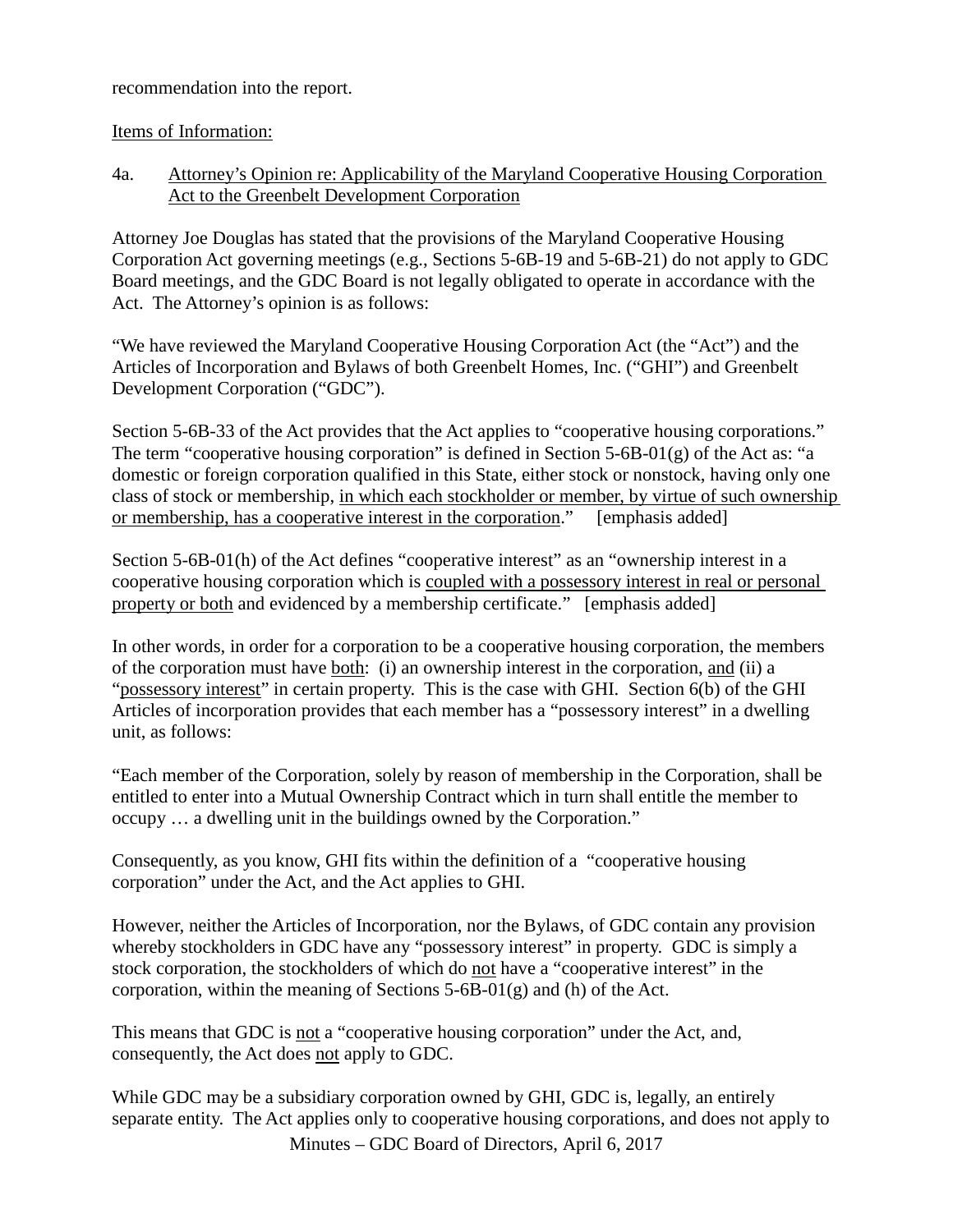recommendation into the report.

Items of Information:

4a. Attorney's Opinion re: Applicability of the Maryland Cooperative Housing Corporation Act to the Greenbelt Development Corporation

Attorney Joe Douglas has stated that the provisions of the Maryland Cooperative Housing Corporation Act governing meetings (e.g., Sections 5-6B-19 and 5-6B-21) do not apply to GDC Board meetings, and the GDC Board is not legally obligated to operate in accordance with the Act. The Attorney's opinion is as follows:

"We have reviewed the Maryland Cooperative Housing Corporation Act (the "Act") and the Articles of Incorporation and Bylaws of both Greenbelt Homes, Inc. ("GHI") and Greenbelt Development Corporation ("GDC").

Section 5-6B-33 of the Act provides that the Act applies to "cooperative housing corporations." The term "cooperative housing corporation" is defined in Section 5-6B-01(g) of the Act as: "a domestic or foreign corporation qualified in this State, either stock or nonstock, having only one class of stock or membership, in which each stockholder or member, by virtue of such ownership or membership, has a cooperative interest in the corporation." [emphasis added]

Section 5-6B-01(h) of the Act defines "cooperative interest" as an "ownership interest in a cooperative housing corporation which is coupled with a possessory interest in real or personal property or both and evidenced by a membership certificate." [emphasis added]

In other words, in order for a corporation to be a cooperative housing corporation, the members of the corporation must have both: (i) an ownership interest in the corporation, and (ii) a "possessory interest" in certain property. This is the case with GHI. Section 6(b) of the GHI Articles of incorporation provides that each member has a "possessory interest" in a dwelling unit, as follows:

"Each member of the Corporation, solely by reason of membership in the Corporation, shall be entitled to enter into a Mutual Ownership Contract which in turn shall entitle the member to occupy … a dwelling unit in the buildings owned by the Corporation."

Consequently, as you know, GHI fits within the definition of a "cooperative housing corporation" under the Act, and the Act applies to GHI.

However, neither the Articles of Incorporation, nor the Bylaws, of GDC contain any provision whereby stockholders in GDC have any "possessory interest" in property. GDC is simply a stock corporation, the stockholders of which do not have a "cooperative interest" in the corporation, within the meaning of Sections 5-6B-01(g) and (h) of the Act.

This means that GDC is not a "cooperative housing corporation" under the Act, and, consequently, the Act does not apply to GDC.

While GDC may be a subsidiary corporation owned by GHI, GDC is, legally, an entirely separate entity. The Act applies only to cooperative housing corporations, and does not apply to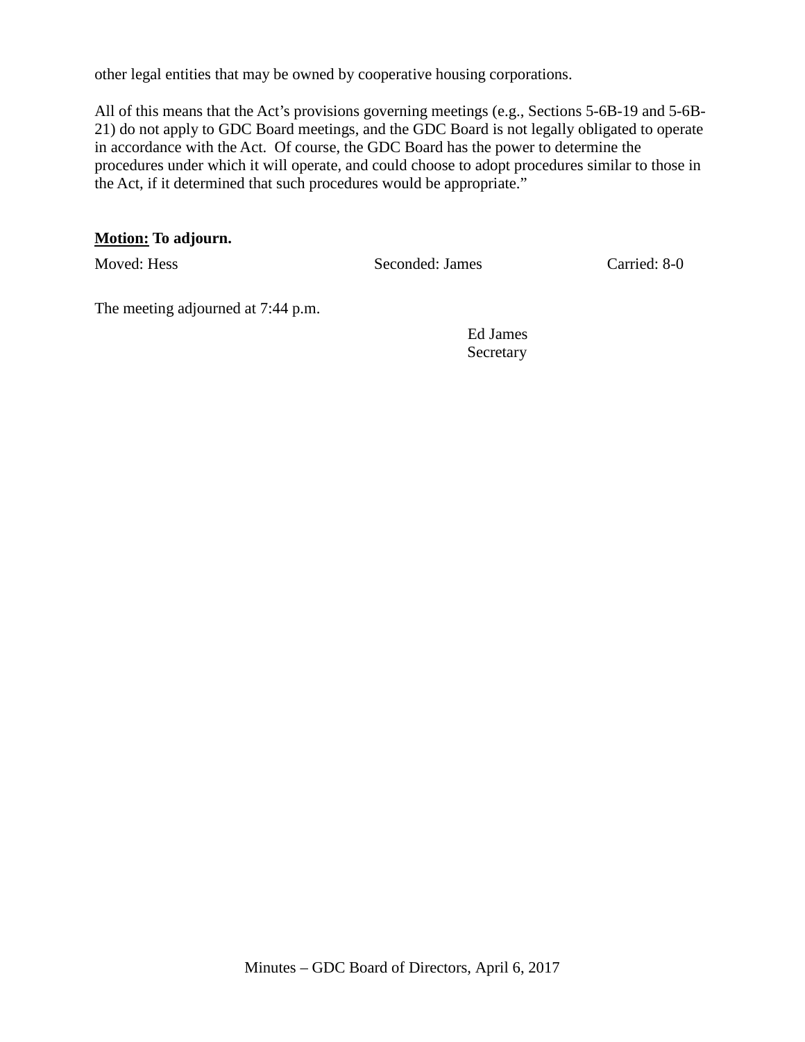other legal entities that may be owned by cooperative housing corporations.

All of this means that the Act's provisions governing meetings (e.g., Sections 5-6B-19 and 5-6B-21) do not apply to GDC Board meetings, and the GDC Board is not legally obligated to operate in accordance with the Act. Of course, the GDC Board has the power to determine the procedures under which it will operate, and could choose to adopt procedures similar to those in the Act, if it determined that such procedures would be appropriate."

**Motion: To adjourn.**

Moved: Hess Seconded: James Carried: 8-0

The meeting adjourned at 7:44 p.m.

Ed James
Secretary